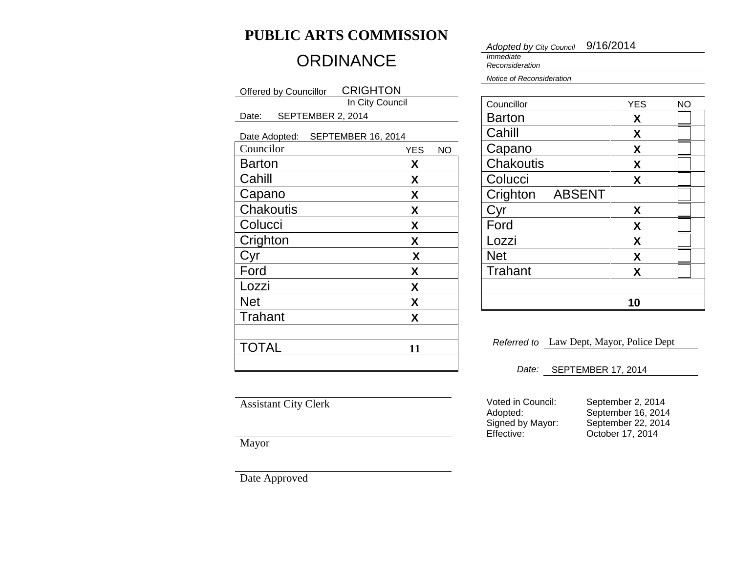# PUBLIC ARTS COMMISSION

## ORDINANCE

Offered by Councillor CRIGHTON
In City Council

Date: SEPTEMBER 2, 2014

Date Adopted: SEPTEMBER 16, 2014

| Councilor | YES | NO |
|---|---|---|
| Barton | X | |
| Cahill | X | |
| Capano | X | |
| Chakoutis | X | |
| Colucci | X | |
| Crighton | X | |
| Cyr | X | |
| Ford | X | |
| Lozzi | X | |
| Net | X | |
| Trahant | X | |
| | | |
| TOTAL | 11 | |

Assistant City Clerk

Mayor

Date Approved

*Adopted by City Council* 9/16/2014

*Immediate Reconsideration*

*Notice of Reconsideration*

| Councillor | YES | NO |
|---|---|---|
| Barton | X | |
| Cahill | X | |
| Capano | X | |
| Chakoutis | X | |
| Colucci | X | |
| Crighton ABSENT | | |
| Cyr | X | |
| Ford | X | |
| Lozzi | X | |
| Net | X | |
| Trahant | X | |
| | | |
| | 10 | |

*Referred to* Law Dept, Mayor, Police Dept

*Date:* SEPTEMBER 17, 2014

Voted in Council: September 2, 2014
Adopted: September 16, 2014
Signed by Mayor: September 22, 2014
Effective: October 17, 2014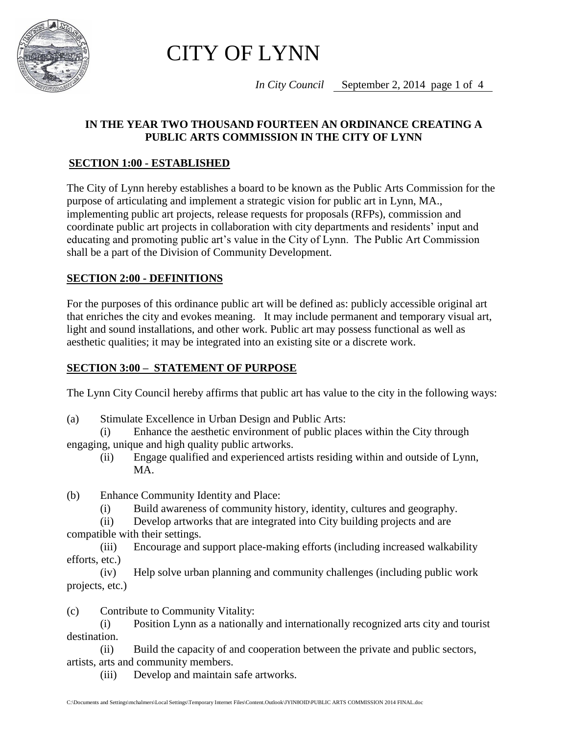# CITY OF LYNN

*In City Council* September 2, 2014

**IN THE YEAR TWO THOUSAND FOURTEEN AN ORDINANCE CREATING A PUBLIC ARTS COMMISSION IN THE CITY OF LYNN**

## SECTION 1:00 - ESTABLISHED

The City of Lynn hereby establishes a board to be known as the Public Arts Commission for the purpose of articulating and implement a strategic vision for public art in Lynn, MA., implementing public art projects, release requests for proposals (RFPs), commission and coordinate public art projects in collaboration with city departments and residents' input and educating and promoting public art's value in the City of Lynn. The Public Art Commission shall be a part of the Division of Community Development.

## SECTION 2:00 - DEFINITIONS

For the purposes of this ordinance public art will be defined as: publicly accessible original art that enriches the city and evokes meaning. It may include permanent and temporary visual art, light and sound installations, and other work. Public art may possess functional as well as aesthetic qualities; it may be integrated into an existing site or a discrete work.

## SECTION 3:00 – STATEMENT OF PURPOSE

The Lynn City Council hereby affirms that public art has value to the city in the following ways:

(a) Stimulate Excellence in Urban Design and Public Arts:

(i) Enhance the aesthetic environment of public places within the City through engaging, unique and high quality public artworks.

(ii) Engage qualified and experienced artists residing within and outside of Lynn, MA.

(b) Enhance Community Identity and Place:

(i) Build awareness of community history, identity, cultures and geography.

(ii) Develop artworks that are integrated into City building projects and are compatible with their settings.

(iii) Encourage and support place-making efforts (including increased walkability efforts, etc.)

(iv) Help solve urban planning and community challenges (including public work projects, etc.)

(c) Contribute to Community Vitality:

(i) Position Lynn as a nationally and internationally recognized arts city and tourist destination.

(ii) Build the capacity of and cooperation between the private and public sectors, artists, arts and community members.

(iii) Develop and maintain safe artworks.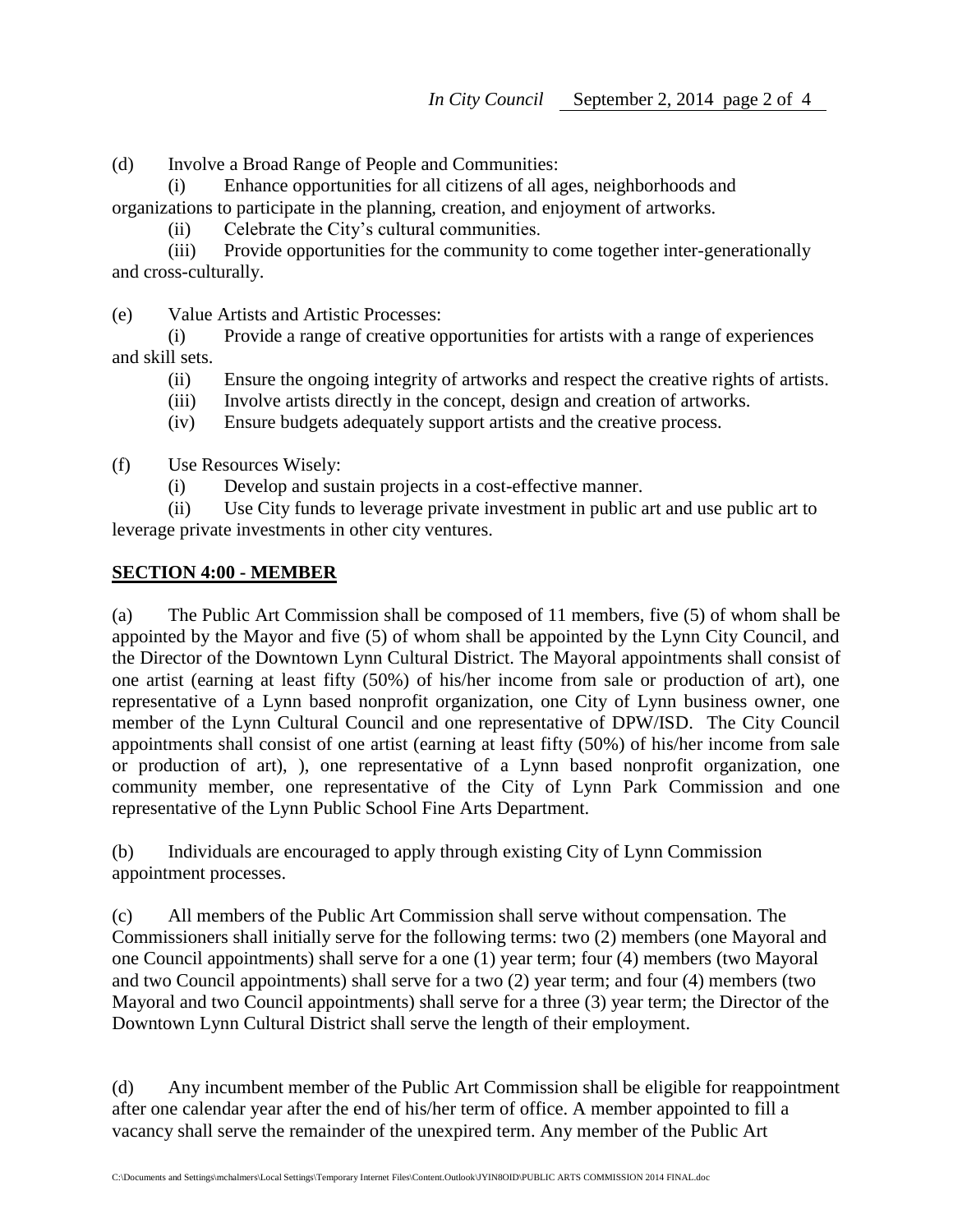(d) Involve a Broad Range of People and Communities:

(i) Enhance opportunities for all citizens of all ages, neighborhoods and organizations to participate in the planning, creation, and enjoyment of artworks.

(ii) Celebrate the City's cultural communities.

(iii) Provide opportunities for the community to come together inter-generationally and cross-culturally.

(e) Value Artists and Artistic Processes:

(i) Provide a range of creative opportunities for artists with a range of experiences and skill sets.

(ii) Ensure the ongoing integrity of artworks and respect the creative rights of artists.

(iii) Involve artists directly in the concept, design and creation of artworks.

(iv) Ensure budgets adequately support artists and the creative process.

(f) Use Resources Wisely:

(i) Develop and sustain projects in a cost-effective manner.

(ii) Use City funds to leverage private investment in public art and use public art to leverage private investments in other city ventures.

## SECTION 4:00 - MEMBER

(a) The Public Art Commission shall be composed of 11 members, five (5) of whom shall be appointed by the Mayor and five (5) of whom shall be appointed by the Lynn City Council, and the Director of the Downtown Lynn Cultural District. The Mayoral appointments shall consist of one artist (earning at least fifty (50%) of his/her income from sale or production of art), one representative of a Lynn based nonprofit organization, one City of Lynn business owner, one member of the Lynn Cultural Council and one representative of DPW/ISD. The City Council appointments shall consist of one artist (earning at least fifty (50%) of his/her income from sale or production of art), ), one representative of a Lynn based nonprofit organization, one community member, one representative of the City of Lynn Park Commission and one representative of the Lynn Public School Fine Arts Department.

(b) Individuals are encouraged to apply through existing City of Lynn Commission appointment processes.

(c) All members of the Public Art Commission shall serve without compensation. The Commissioners shall initially serve for the following terms: two (2) members (one Mayoral and one Council appointments) shall serve for a one (1) year term; four (4) members (two Mayoral and two Council appointments) shall serve for a two (2) year term; and four (4) members (two Mayoral and two Council appointments) shall serve for a three (3) year term; the Director of the Downtown Lynn Cultural District shall serve the length of their employment.

(d) Any incumbent member of the Public Art Commission shall be eligible for reappointment after one calendar year after the end of his/her term of office. A member appointed to fill a vacancy shall serve the remainder of the unexpired term. Any member of the Public Art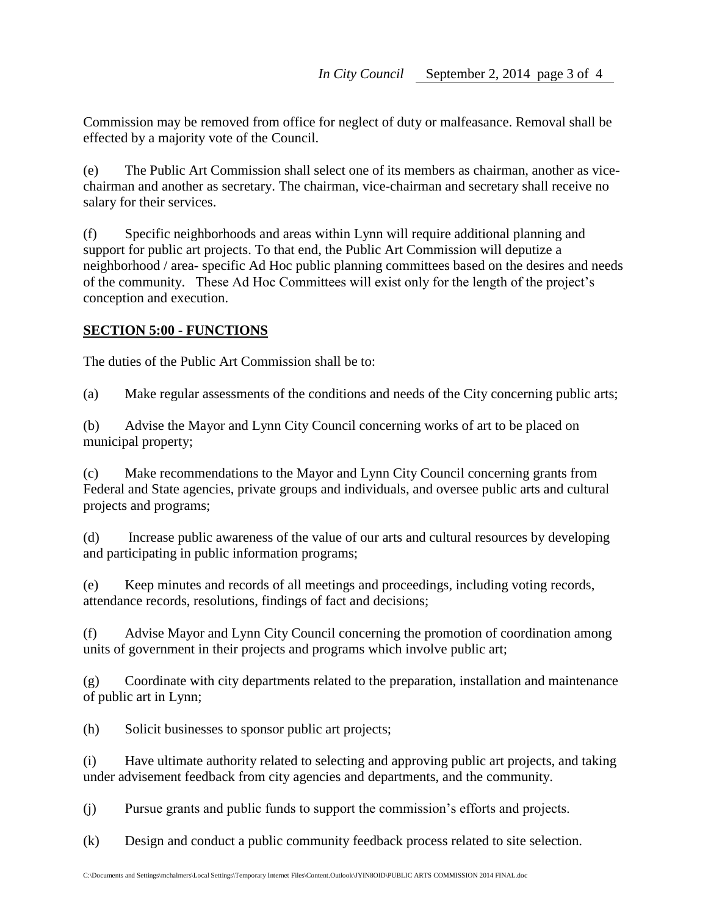Commission may be removed from office for neglect of duty or malfeasance. Removal shall be effected by a majority vote of the Council.

(e) The Public Art Commission shall select one of its members as chairman, another as vice-chairman and another as secretary. The chairman, vice-chairman and secretary shall receive no salary for their services.

(f) Specific neighborhoods and areas within Lynn will require additional planning and support for public art projects. To that end, the Public Art Commission will deputize a neighborhood / area- specific Ad Hoc public planning committees based on the desires and needs of the community. These Ad Hoc Committees will exist only for the length of the project's conception and execution.

**SECTION 5:00 - FUNCTIONS**

The duties of the Public Art Commission shall be to:

(a) Make regular assessments of the conditions and needs of the City concerning public arts;

(b) Advise the Mayor and Lynn City Council concerning works of art to be placed on municipal property;

(c) Make recommendations to the Mayor and Lynn City Council concerning grants from Federal and State agencies, private groups and individuals, and oversee public arts and cultural projects and programs;

(d) Increase public awareness of the value of our arts and cultural resources by developing and participating in public information programs;

(e) Keep minutes and records of all meetings and proceedings, including voting records, attendance records, resolutions, findings of fact and decisions;

(f) Advise Mayor and Lynn City Council concerning the promotion of coordination among units of government in their projects and programs which involve public art;

(g) Coordinate with city departments related to the preparation, installation and maintenance of public art in Lynn;

(h) Solicit businesses to sponsor public art projects;

(i) Have ultimate authority related to selecting and approving public art projects, and taking under advisement feedback from city agencies and departments, and the community.

(j) Pursue grants and public funds to support the commission's efforts and projects.

(k) Design and conduct a public community feedback process related to site selection.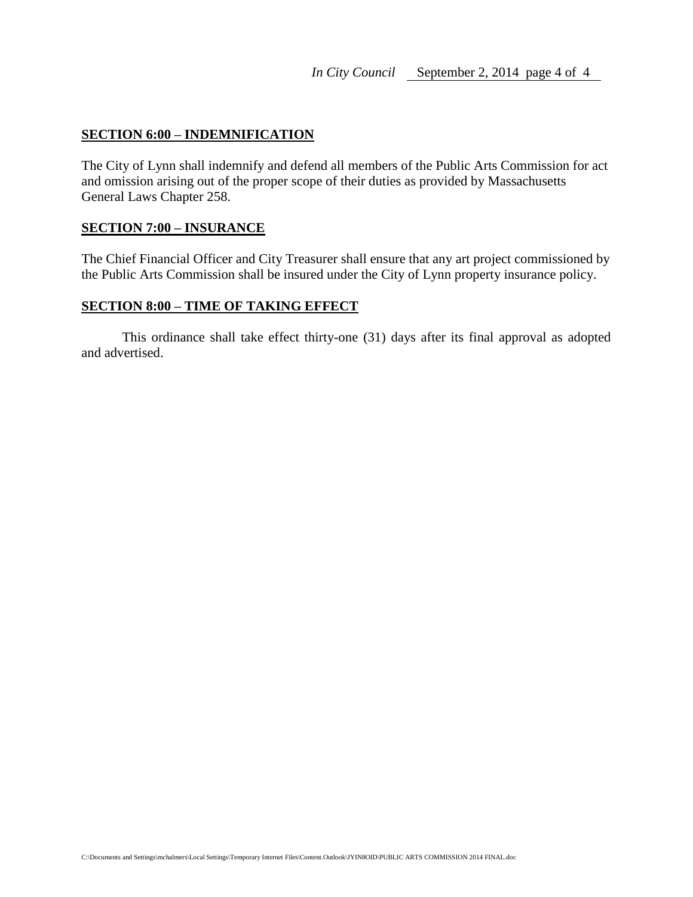**SECTION 6:00 – INDEMNIFICATION**

The City of Lynn shall indemnify and defend all members of the Public Arts Commission for act and omission arising out of the proper scope of their duties as provided by Massachusetts General Laws Chapter 258.

**SECTION 7:00 – INSURANCE**

The Chief Financial Officer and City Treasurer shall ensure that any art project commissioned by the Public Arts Commission shall be insured under the City of Lynn property insurance policy.

**SECTION 8:00 – TIME OF TAKING EFFECT**

This ordinance shall take effect thirty-one (31) days after its final approval as adopted and advertised.